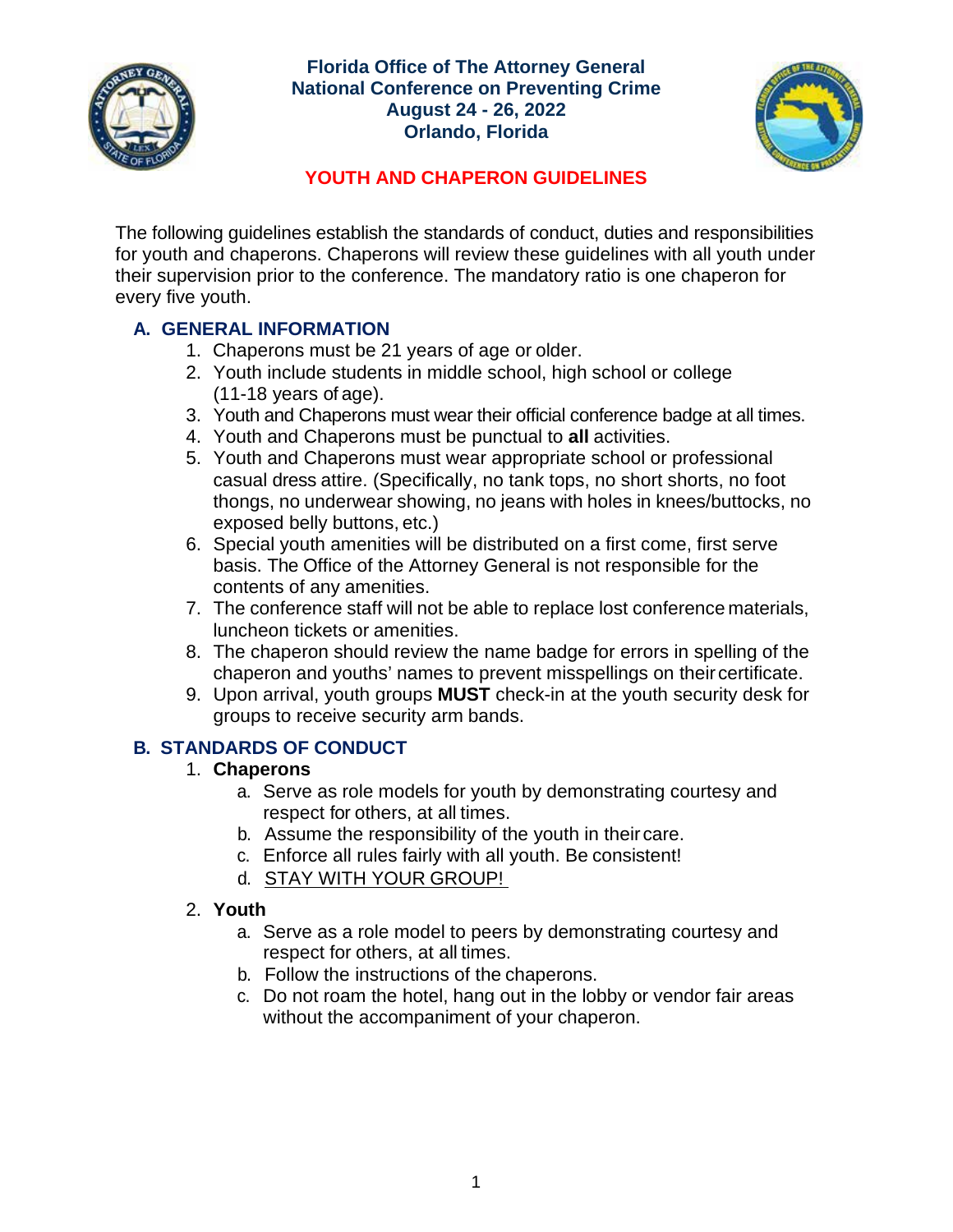**Florida Office of The Attorney General**
**National Conference on Preventing Crime**
**August 24 - 26, 2022**
**Orlando, Florida**

# YOUTH AND CHAPERON GUIDELINES

The following guidelines establish the standards of conduct, duties and responsibilities for youth and chaperons. Chaperons will review these guidelines with all youth under their supervision prior to the conference. The mandatory ratio is one chaperon for every five youth.

## A. GENERAL INFORMATION

1. Chaperons must be 21 years of age or older.
2. Youth include students in middle school, high school or college (11-18 years of age).
3. Youth and Chaperons must wear their official conference badge at all times.
4. Youth and Chaperons must be punctual to **all** activities.
5. Youth and Chaperons must wear appropriate school or professional casual dress attire. (Specifically, no tank tops, no short shorts, no foot thongs, no underwear showing, no jeans with holes in knees/buttocks, no exposed belly buttons, etc.)
6. Special youth amenities will be distributed on a first come, first serve basis. The Office of the Attorney General is not responsible for the contents of any amenities.
7. The conference staff will not be able to replace lost conference materials, luncheon tickets or amenities.
8. The chaperon should review the name badge for errors in spelling of the chaperon and youths' names to prevent misspellings on their certificate.
9. Upon arrival, youth groups **MUST** check-in at the youth security desk for groups to receive security arm bands.

## B. STANDARDS OF CONDUCT

1. **Chaperons**
   a. Serve as role models for youth by demonstrating courtesy and respect for others, at all times.
   b. Assume the responsibility of the youth in their care.
   c. Enforce all rules fairly with all youth. Be consistent!
   d. STAY WITH YOUR GROUP!

2. **Youth**
   a. Serve as a role model to peers by demonstrating courtesy and respect for others, at all times.
   b. Follow the instructions of the chaperons.
   c. Do not roam the hotel, hang out in the lobby or vendor fair areas without the accompaniment of your chaperon.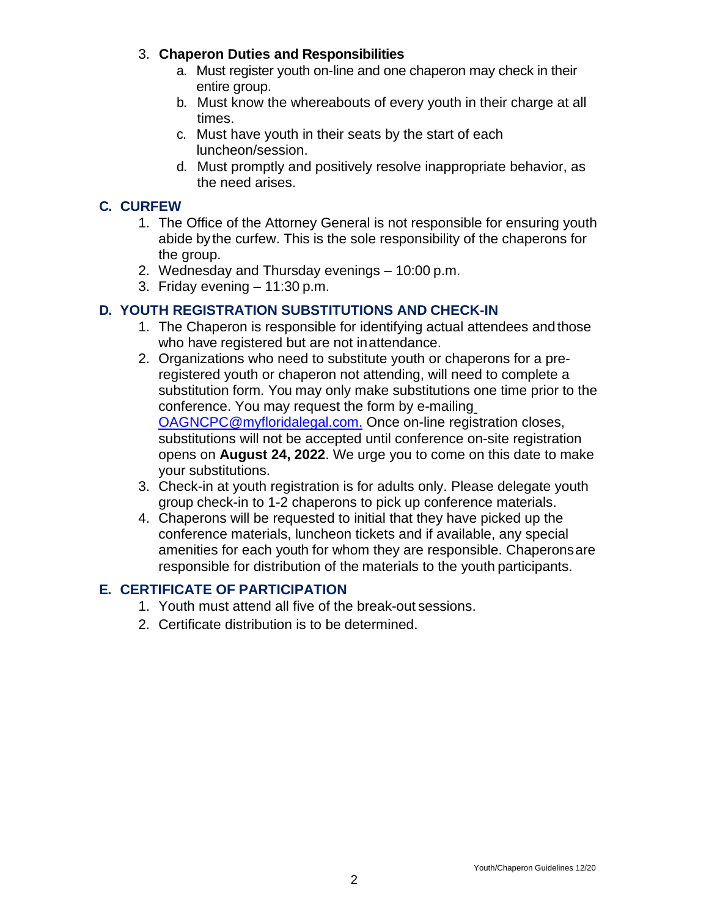3. **Chaperon Duties and Responsibilities**
   a. Must register youth on-line and one chaperon may check in their entire group.
   b. Must know the whereabouts of every youth in their charge at all times.
   c. Must have youth in their seats by the start of each luncheon/session.
   d. Must promptly and positively resolve inappropriate behavior, as the need arises.

## C. CURFEW

1. The Office of the Attorney General is not responsible for ensuring youth abide by the curfew. This is the sole responsibility of the chaperons for the group.
2. Wednesday and Thursday evenings – 10:00 p.m.
3. Friday evening – 11:30 p.m.

## D. YOUTH REGISTRATION SUBSTITUTIONS AND CHECK-IN

1. The Chaperon is responsible for identifying actual attendees and those who have registered but are not in attendance.
2. Organizations who need to substitute youth or chaperons for a pre-registered youth or chaperon not attending, will need to complete a substitution form. You may only make substitutions one time prior to the conference. You may request the form by e-mailing OAGNCPC@myfloridalegal.com. Once on-line registration closes, substitutions will not be accepted until conference on-site registration opens on **August 24, 2022**. We urge you to come on this date to make your substitutions.
3. Check-in at youth registration is for adults only. Please delegate youth group check-in to 1-2 chaperons to pick up conference materials.
4. Chaperons will be requested to initial that they have picked up the conference materials, luncheon tickets and if available, any special amenities for each youth for whom they are responsible. Chaperons are responsible for distribution of the materials to the youth participants.

## E. CERTIFICATE OF PARTICIPATION

1. Youth must attend all five of the break-out sessions.
2. Certificate distribution is to be determined.